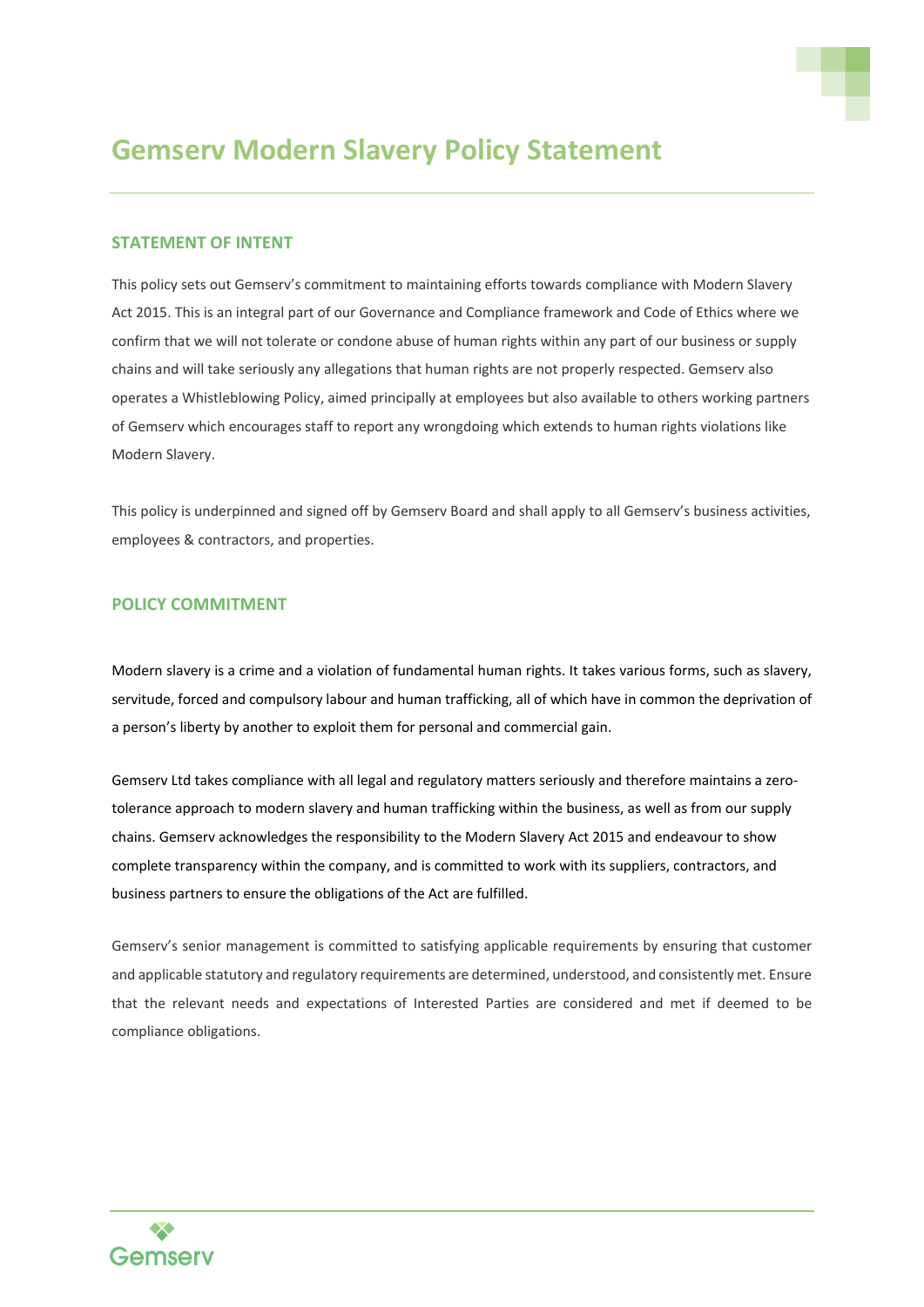# Gemserv Modern Slavery Policy Statement

## STATEMENT OF INTENT

This policy sets out Gemserv's commitment to maintaining efforts towards compliance with Modern Slavery Act 2015. This is an integral part of our Governance and Compliance framework and Code of Ethics where we confirm that we will not tolerate or condone abuse of human rights within any part of our business or supply chains and will take seriously any allegations that human rights are not properly respected. Gemserv also operates a Whistleblowing Policy, aimed principally at employees but also available to others working partners of Gemserv which encourages staff to report any wrongdoing which extends to human rights violations like Modern Slavery.

This policy is underpinned and signed off by Gemserv Board and shall apply to all Gemserv's business activities, employees & contractors, and properties.

## POLICY COMMITMENT

Modern slavery is a crime and a violation of fundamental human rights. It takes various forms, such as slavery, servitude, forced and compulsory labour and human trafficking, all of which have in common the deprivation of a person's liberty by another to exploit them for personal and commercial gain.

Gemserv Ltd takes compliance with all legal and regulatory matters seriously and therefore maintains a zero-tolerance approach to modern slavery and human trafficking within the business, as well as from our supply chains. Gemserv acknowledges the responsibility to the Modern Slavery Act 2015 and endeavour to show complete transparency within the company, and is committed to work with its suppliers, contractors, and business partners to ensure the obligations of the Act are fulfilled.

Gemserv's senior management is committed to satisfying applicable requirements by ensuring that customer and applicable statutory and regulatory requirements are determined, understood, and consistently met. Ensure that the relevant needs and expectations of Interested Parties are considered and met if deemed to be compliance obligations.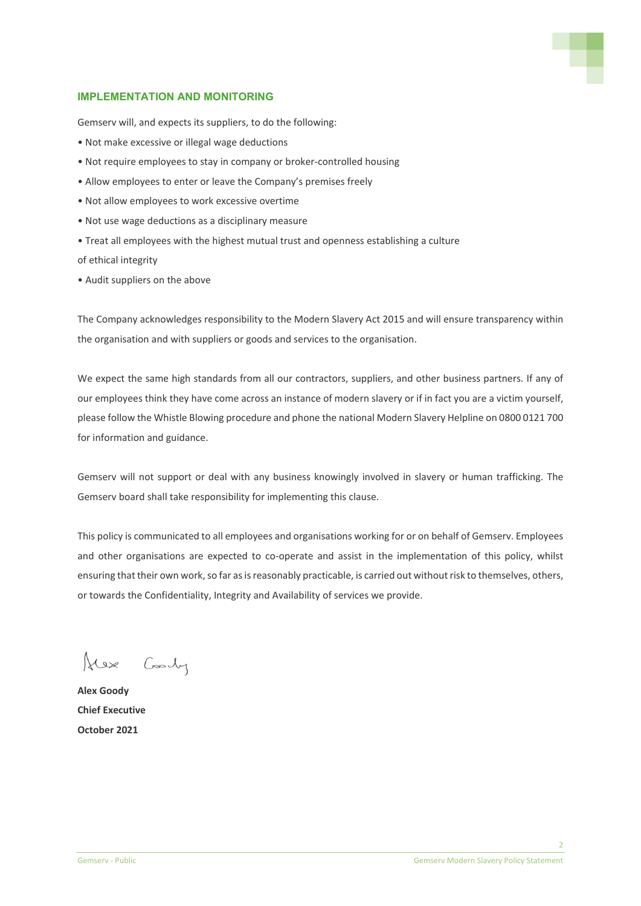## IMPLEMENTATION AND MONITORING

Gemserv will, and expects its suppliers, to do the following:

- Not make excessive or illegal wage deductions
- Not require employees to stay in company or broker-controlled housing
- Allow employees to enter or leave the Company's premises freely
- Not allow employees to work excessive overtime
- Not use wage deductions as a disciplinary measure
- Treat all employees with the highest mutual trust and openness establishing a culture of ethical integrity
- Audit suppliers on the above

The Company acknowledges responsibility to the Modern Slavery Act 2015 and will ensure transparency within the organisation and with suppliers or goods and services to the organisation.

We expect the same high standards from all our contractors, suppliers, and other business partners. If any of our employees think they have come across an instance of modern slavery or if in fact you are a victim yourself, please follow the Whistle Blowing procedure and phone the national Modern Slavery Helpline on 0800 0121 700 for information and guidance.

Gemserv will not support or deal with any business knowingly involved in slavery or human trafficking. The Gemserv board shall take responsibility for implementing this clause.

This policy is communicated to all employees and organisations working for or on behalf of Gemserv. Employees and other organisations are expected to co-operate and assist in the implementation of this policy, whilst ensuring that their own work, so far as is reasonably practicable, is carried out without risk to themselves, others, or towards the Confidentiality, Integrity and Availability of services we provide.

Alex Goody

**Alex Goody**
**Chief Executive**
**October 2021**